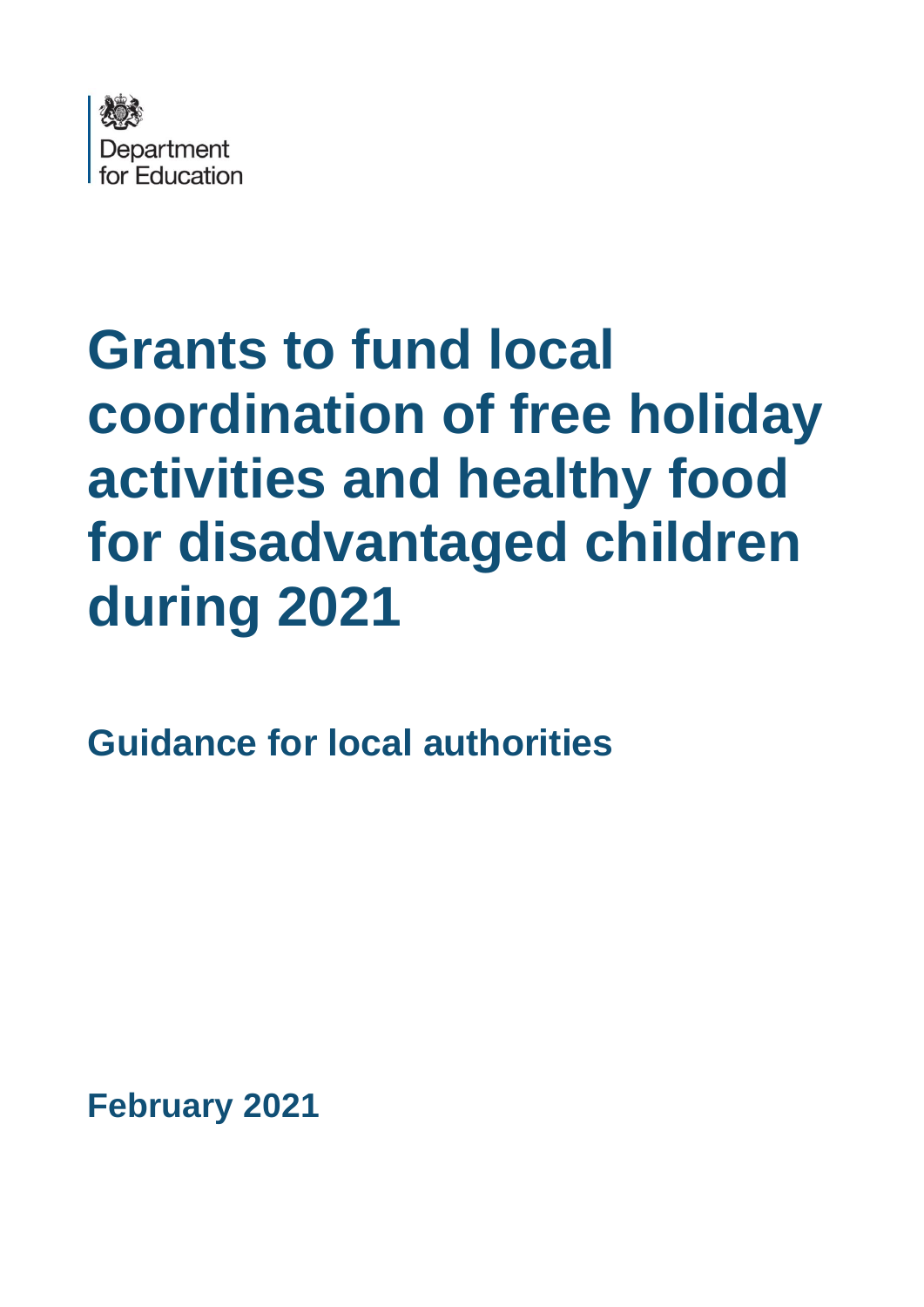Department
for Education

# Grants to fund local coordination of free holiday activities and healthy food for disadvantaged children during 2021

## Guidance for local authorities

**February 2021**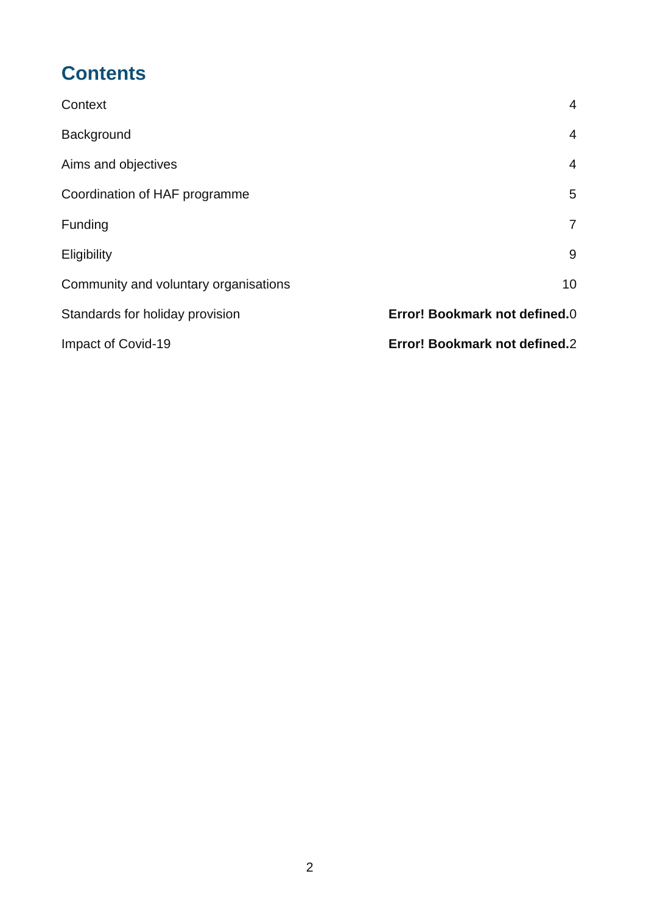# Contents

| | |
|---|---|
| Context | 4 |
| Background | 4 |
| Aims and objectives | 4 |
| Coordination of HAF programme | 5 |
| Funding | 7 |
| Eligibility | 9 |
| Community and voluntary organisations | 10 |
| Standards for holiday provision | **Error! Bookmark not defined.**0 |
| Impact of Covid-19 | **Error! Bookmark not defined.**2 |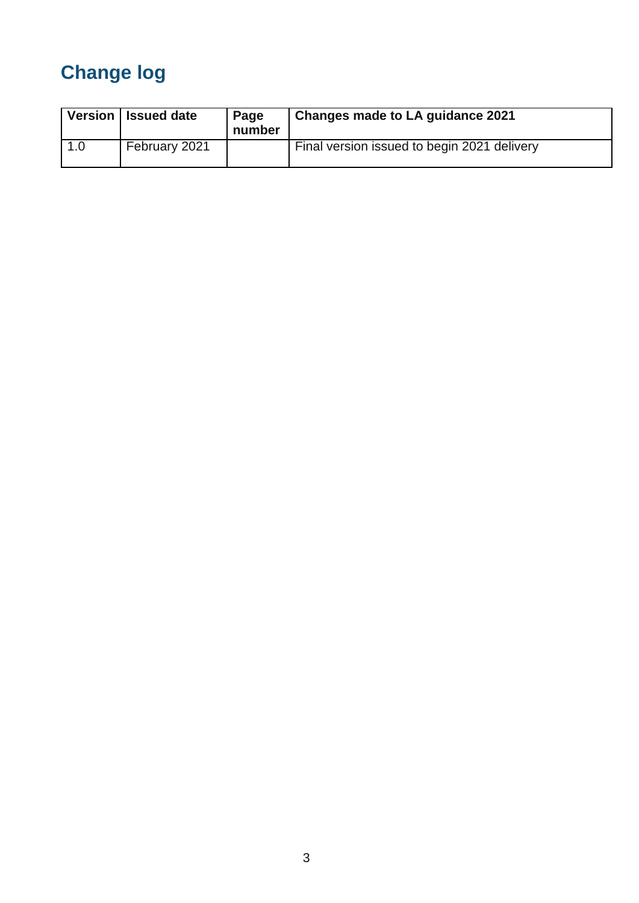# Change log

| Version | Issued date | Page number | Changes made to LA guidance 2021 |
|---|---|---|---|
| 1.0 | February 2021 | | Final version issued to begin 2021 delivery |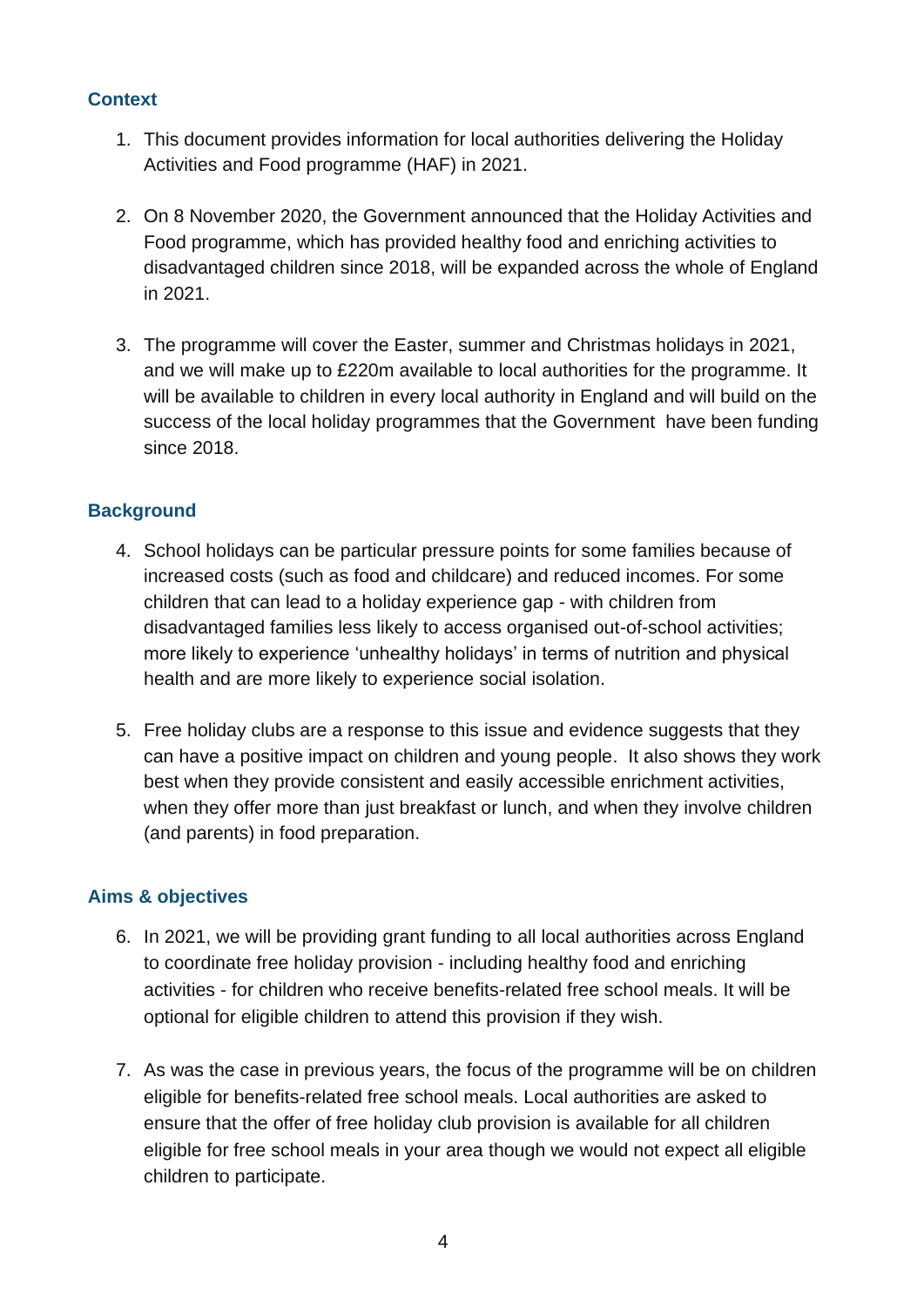## Context

1. This document provides information for local authorities delivering the Holiday Activities and Food programme (HAF) in 2021.

2. On 8 November 2020, the Government announced that the Holiday Activities and Food programme, which has provided healthy food and enriching activities to disadvantaged children since 2018, will be expanded across the whole of England in 2021.

3. The programme will cover the Easter, summer and Christmas holidays in 2021, and we will make up to £220m available to local authorities for the programme. It will be available to children in every local authority in England and will build on the success of the local holiday programmes that the Government have been funding since 2018.

## Background

4. School holidays can be particular pressure points for some families because of increased costs (such as food and childcare) and reduced incomes. For some children that can lead to a holiday experience gap - with children from disadvantaged families less likely to access organised out-of-school activities; more likely to experience 'unhealthy holidays' in terms of nutrition and physical health and are more likely to experience social isolation.

5. Free holiday clubs are a response to this issue and evidence suggests that they can have a positive impact on children and young people. It also shows they work best when they provide consistent and easily accessible enrichment activities, when they offer more than just breakfast or lunch, and when they involve children (and parents) in food preparation.

## Aims & objectives

6. In 2021, we will be providing grant funding to all local authorities across England to coordinate free holiday provision - including healthy food and enriching activities - for children who receive benefits-related free school meals. It will be optional for eligible children to attend this provision if they wish.

7. As was the case in previous years, the focus of the programme will be on children eligible for benefits-related free school meals. Local authorities are asked to ensure that the offer of free holiday club provision is available for all children eligible for free school meals in your area though we would not expect all eligible children to participate.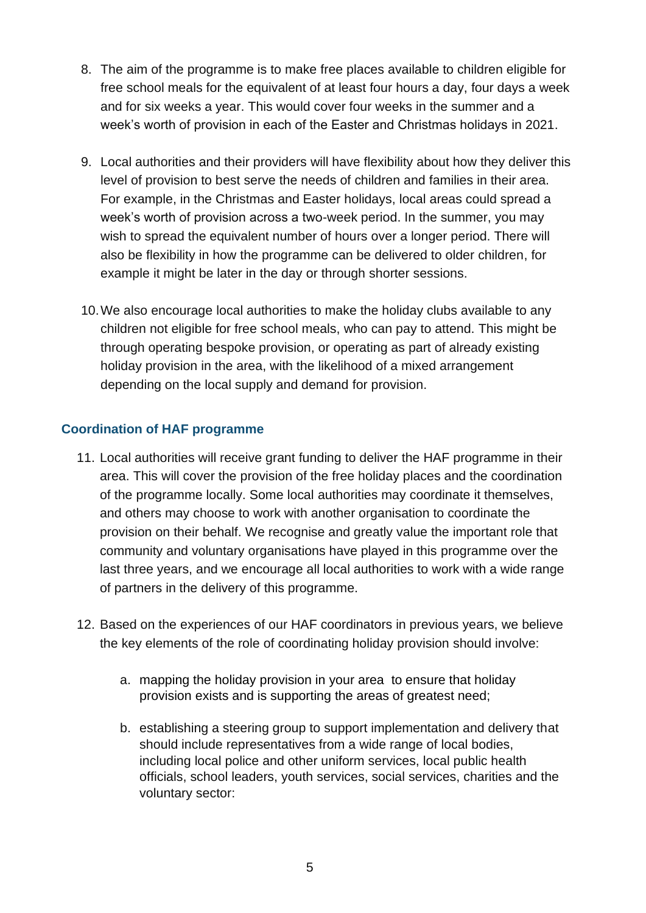8. The aim of the programme is to make free places available to children eligible for free school meals for the equivalent of at least four hours a day, four days a week and for six weeks a year. This would cover four weeks in the summer and a week's worth of provision in each of the Easter and Christmas holidays in 2021.

9. Local authorities and their providers will have flexibility about how they deliver this level of provision to best serve the needs of children and families in their area. For example, in the Christmas and Easter holidays, local areas could spread a week's worth of provision across a two-week period. In the summer, you may wish to spread the equivalent number of hours over a longer period. There will also be flexibility in how the programme can be delivered to older children, for example it might be later in the day or through shorter sessions.

10. We also encourage local authorities to make the holiday clubs available to any children not eligible for free school meals, who can pay to attend. This might be through operating bespoke provision, or operating as part of already existing holiday provision in the area, with the likelihood of a mixed arrangement depending on the local supply and demand for provision.

### Coordination of HAF programme

11. Local authorities will receive grant funding to deliver the HAF programme in their area. This will cover the provision of the free holiday places and the coordination of the programme locally. Some local authorities may coordinate it themselves, and others may choose to work with another organisation to coordinate the provision on their behalf. We recognise and greatly value the important role that community and voluntary organisations have played in this programme over the last three years, and we encourage all local authorities to work with a wide range of partners in the delivery of this programme.

12. Based on the experiences of our HAF coordinators in previous years, we believe the key elements of the role of coordinating holiday provision should involve:

    a. mapping the holiday provision in your area to ensure that holiday provision exists and is supporting the areas of greatest need;

    b. establishing a steering group to support implementation and delivery that should include representatives from a wide range of local bodies, including local police and other uniform services, local public health officials, school leaders, youth services, social services, charities and the voluntary sector: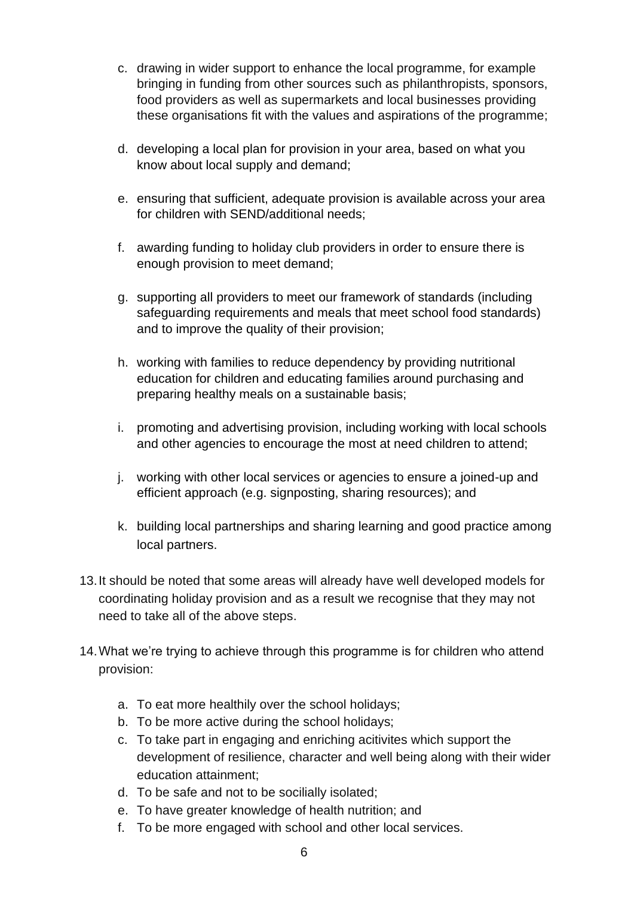c. drawing in wider support to enhance the local programme, for example bringing in funding from other sources such as philanthropists, sponsors, food providers as well as supermarkets and local businesses providing these organisations fit with the values and aspirations of the programme;

d. developing a local plan for provision in your area, based on what you know about local supply and demand;

e. ensuring that sufficient, adequate provision is available across your area for children with SEND/additional needs;

f. awarding funding to holiday club providers in order to ensure there is enough provision to meet demand;

g. supporting all providers to meet our framework of standards (including safeguarding requirements and meals that meet school food standards) and to improve the quality of their provision;

h. working with families to reduce dependency by providing nutritional education for children and educating families around purchasing and preparing healthy meals on a sustainable basis;

i. promoting and advertising provision, including working with local schools and other agencies to encourage the most at need children to attend;

j. working with other local services or agencies to ensure a joined-up and efficient approach (e.g. signposting, sharing resources); and

k. building local partnerships and sharing learning and good practice among local partners.

13. It should be noted that some areas will already have well developed models for coordinating holiday provision and as a result we recognise that they may not need to take all of the above steps.

14. What we're trying to achieve through this programme is for children who attend provision:

   a. To eat more healthily over the school holidays;
   b. To be more active during the school holidays;
   c. To take part in engaging and enriching acitivites which support the development of resilience, character and well being along with their wider education attainment;
   d. To be safe and not to be socilially isolated;
   e. To have greater knowledge of health nutrition; and
   f. To be more engaged with school and other local services.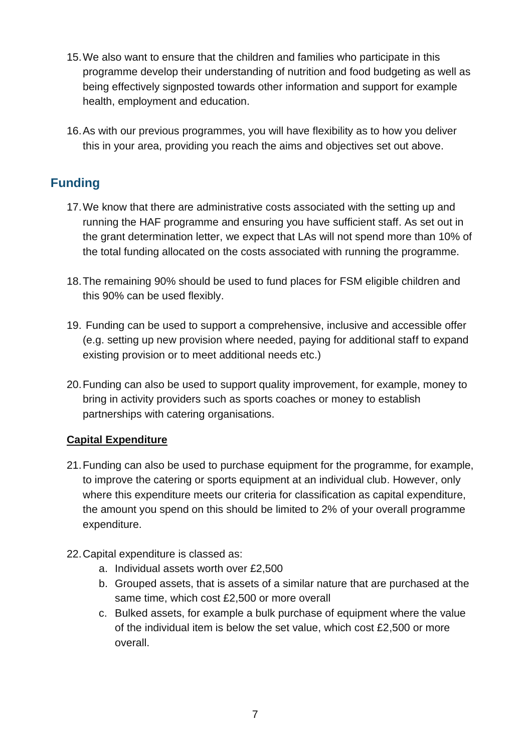15. We also want to ensure that the children and families who participate in this programme develop their understanding of nutrition and food budgeting as well as being effectively signposted towards other information and support for example health, employment and education.

16. As with our previous programmes, you will have flexibility as to how you deliver this in your area, providing you reach the aims and objectives set out above.

## Funding

17. We know that there are administrative costs associated with the setting up and running the HAF programme and ensuring you have sufficient staff. As set out in the grant determination letter, we expect that LAs will not spend more than 10% of the total funding allocated on the costs associated with running the programme.

18. The remaining 90% should be used to fund places for FSM eligible children and this 90% can be used flexibly.

19. Funding can be used to support a comprehensive, inclusive and accessible offer (e.g. setting up new provision where needed, paying for additional staff to expand existing provision or to meet additional needs etc.)

20. Funding can also be used to support quality improvement, for example, money to bring in activity providers such as sports coaches or money to establish partnerships with catering organisations.

### Capital Expenditure

21. Funding can also be used to purchase equipment for the programme, for example, to improve the catering or sports equipment at an individual club. However, only where this expenditure meets our criteria for classification as capital expenditure, the amount you spend on this should be limited to 2% of your overall programme expenditure.

22. Capital expenditure is classed as:
    a. Individual assets worth over £2,500
    b. Grouped assets, that is assets of a similar nature that are purchased at the same time, which cost £2,500 or more overall
    c. Bulked assets, for example a bulk purchase of equipment where the value of the individual item is below the set value, which cost £2,500 or more overall.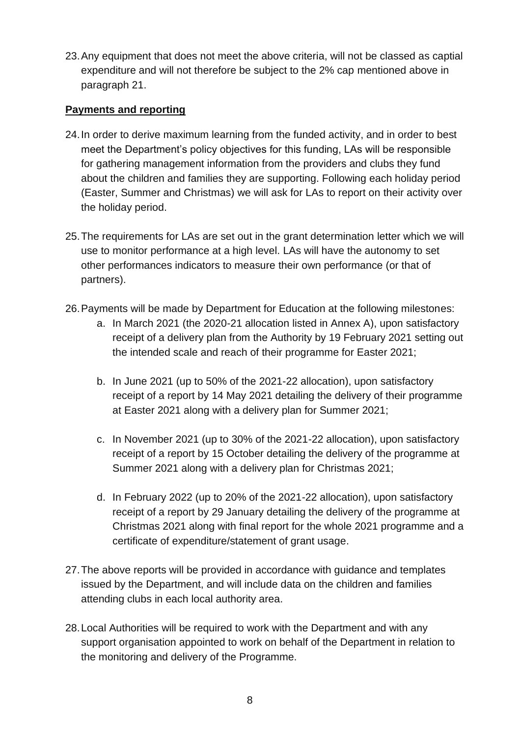23. Any equipment that does not meet the above criteria, will not be classed as captial expenditure and will not therefore be subject to the 2% cap mentioned above in paragraph 21.

## Payments and reporting

24. In order to derive maximum learning from the funded activity, and in order to best meet the Department's policy objectives for this funding, LAs will be responsible for gathering management information from the providers and clubs they fund about the children and families they are supporting. Following each holiday period (Easter, Summer and Christmas) we will ask for LAs to report on their activity over the holiday period.

25. The requirements for LAs are set out in the grant determination letter which we will use to monitor performance at a high level. LAs will have the autonomy to set other performances indicators to measure their own performance (or that of partners).

26. Payments will be made by Department for Education at the following milestones:
    a. In March 2021 (the 2020-21 allocation listed in Annex A), upon satisfactory receipt of a delivery plan from the Authority by 19 February 2021 setting out the intended scale and reach of their programme for Easter 2021;

    b. In June 2021 (up to 50% of the 2021-22 allocation), upon satisfactory receipt of a report by 14 May 2021 detailing the delivery of their programme at Easter 2021 along with a delivery plan for Summer 2021;

    c. In November 2021 (up to 30% of the 2021-22 allocation), upon satisfactory receipt of a report by 15 October detailing the delivery of the programme at Summer 2021 along with a delivery plan for Christmas 2021;

    d. In February 2022 (up to 20% of the 2021-22 allocation), upon satisfactory receipt of a report by 29 January detailing the delivery of the programme at Christmas 2021 along with final report for the whole 2021 programme and a certificate of expenditure/statement of grant usage.

27. The above reports will be provided in accordance with guidance and templates issued by the Department, and will include data on the children and families attending clubs in each local authority area.

28. Local Authorities will be required to work with the Department and with any support organisation appointed to work on behalf of the Department in relation to the monitoring and delivery of the Programme.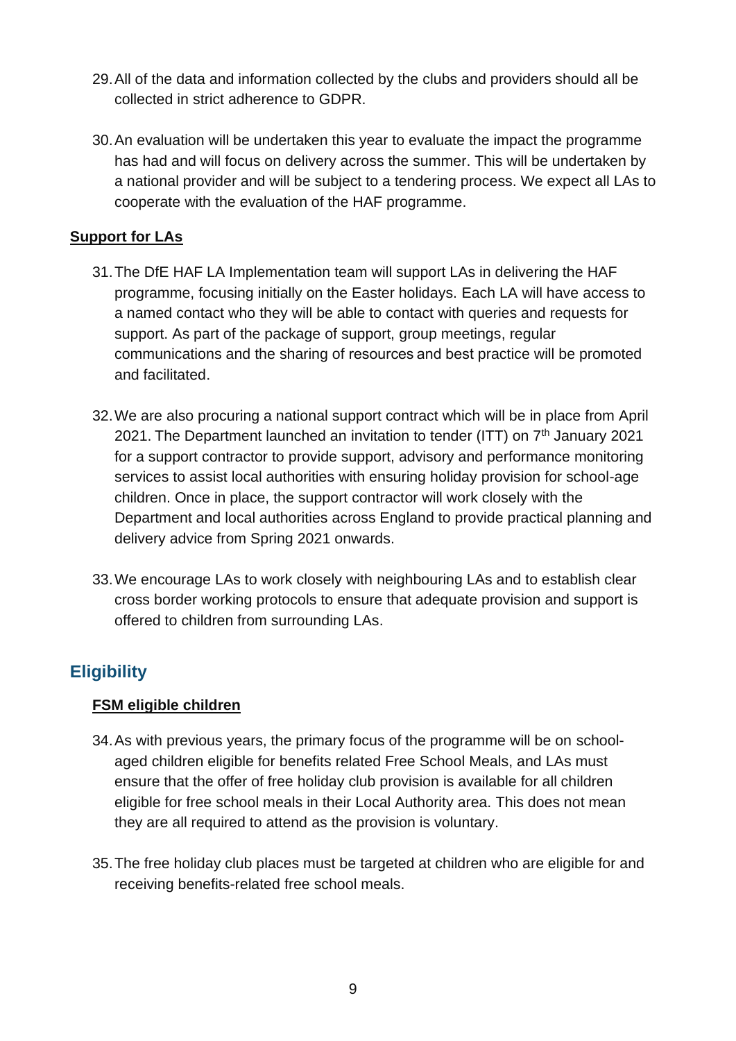29. All of the data and information collected by the clubs and providers should all be collected in strict adherence to GDPR.

30. An evaluation will be undertaken this year to evaluate the impact the programme has had and will focus on delivery across the summer. This will be undertaken by a national provider and will be subject to a tendering process. We expect all LAs to cooperate with the evaluation of the HAF programme.

### Support for LAs

31. The DfE HAF LA Implementation team will support LAs in delivering the HAF programme, focusing initially on the Easter holidays. Each LA will have access to a named contact who they will be able to contact with queries and requests for support. As part of the package of support, group meetings, regular communications and the sharing of resources and best practice will be promoted and facilitated.

32. We are also procuring a national support contract which will be in place from April 2021. The Department launched an invitation to tender (ITT) on 7th January 2021 for a support contractor to provide support, advisory and performance monitoring services to assist local authorities with ensuring holiday provision for school-age children. Once in place, the support contractor will work closely with the Department and local authorities across England to provide practical planning and delivery advice from Spring 2021 onwards.

33. We encourage LAs to work closely with neighbouring LAs and to establish clear cross border working protocols to ensure that adequate provision and support is offered to children from surrounding LAs.

## Eligibility

### FSM eligible children

34. As with previous years, the primary focus of the programme will be on school-aged children eligible for benefits related Free School Meals, and LAs must ensure that the offer of free holiday club provision is available for all children eligible for free school meals in their Local Authority area. This does not mean they are all required to attend as the provision is voluntary.

35. The free holiday club places must be targeted at children who are eligible for and receiving benefits-related free school meals.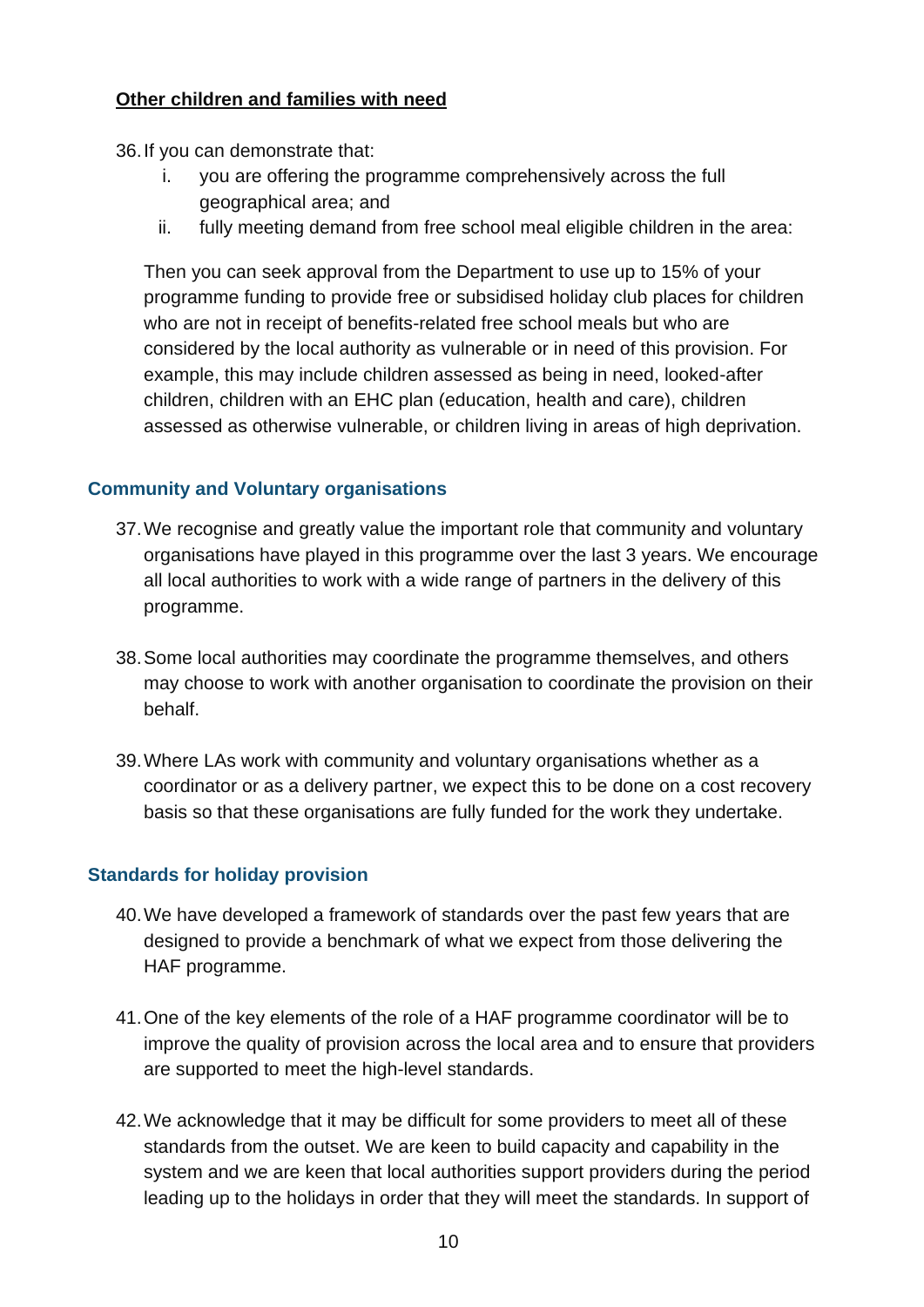**Other children and families with need**

36. If you can demonstrate that:
    i. you are offering the programme comprehensively across the full geographical area; and
    ii. fully meeting demand from free school meal eligible children in the area:

    Then you can seek approval from the Department to use up to 15% of your programme funding to provide free or subsidised holiday club places for children who are not in receipt of benefits-related free school meals but who are considered by the local authority as vulnerable or in need of this provision. For example, this may include children assessed as being in need, looked-after children, children with an EHC plan (education, health and care), children assessed as otherwise vulnerable, or children living in areas of high deprivation.

### Community and Voluntary organisations

37. We recognise and greatly value the important role that community and voluntary organisations have played in this programme over the last 3 years. We encourage all local authorities to work with a wide range of partners in the delivery of this programme.

38. Some local authorities may coordinate the programme themselves, and others may choose to work with another organisation to coordinate the provision on their behalf.

39. Where LAs work with community and voluntary organisations whether as a coordinator or as a delivery partner, we expect this to be done on a cost recovery basis so that these organisations are fully funded for the work they undertake.

### Standards for holiday provision

40. We have developed a framework of standards over the past few years that are designed to provide a benchmark of what we expect from those delivering the HAF programme.

41. One of the key elements of the role of a HAF programme coordinator will be to improve the quality of provision across the local area and to ensure that providers are supported to meet the high-level standards.

42. We acknowledge that it may be difficult for some providers to meet all of these standards from the outset. We are keen to build capacity and capability in the system and we are keen that local authorities support providers during the period leading up to the holidays in order that they will meet the standards. In support of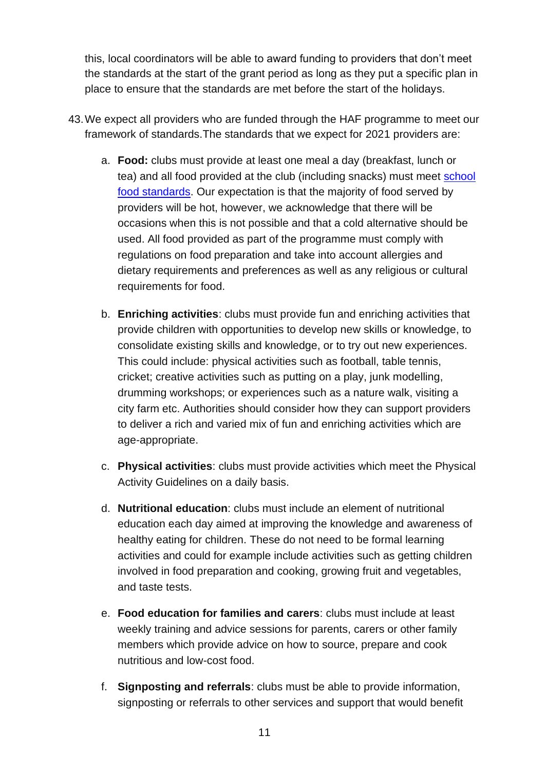this, local coordinators will be able to award funding to providers that don't meet the standards at the start of the grant period as long as they put a specific plan in place to ensure that the standards are met before the start of the holidays.

43. We expect all providers who are funded through the HAF programme to meet our framework of standards.The standards that we expect for 2021 providers are:

    a. **Food:** clubs must provide at least one meal a day (breakfast, lunch or tea) and all food provided at the club (including snacks) must meet [school food standards](). Our expectation is that the majority of food served by providers will be hot, however, we acknowledge that there will be occasions when this is not possible and that a cold alternative should be used. All food provided as part of the programme must comply with regulations on food preparation and take into account allergies and dietary requirements and preferences as well as any religious or cultural requirements for food.

    b. **Enriching activities**: clubs must provide fun and enriching activities that provide children with opportunities to develop new skills or knowledge, to consolidate existing skills and knowledge, or to try out new experiences. This could include: physical activities such as football, table tennis, cricket; creative activities such as putting on a play, junk modelling, drumming workshops; or experiences such as a nature walk, visiting a city farm etc. Authorities should consider how they can support providers to deliver a rich and varied mix of fun and enriching activities which are age-appropriate.

    c. **Physical activities**: clubs must provide activities which meet the Physical Activity Guidelines on a daily basis.

    d. **Nutritional education**: clubs must include an element of nutritional education each day aimed at improving the knowledge and awareness of healthy eating for children. These do not need to be formal learning activities and could for example include activities such as getting children involved in food preparation and cooking, growing fruit and vegetables, and taste tests.

    e. **Food education for families and carers**: clubs must include at least weekly training and advice sessions for parents, carers or other family members which provide advice on how to source, prepare and cook nutritious and low-cost food.

    f. **Signposting and referrals**: clubs must be able to provide information, signposting or referrals to other services and support that would benefit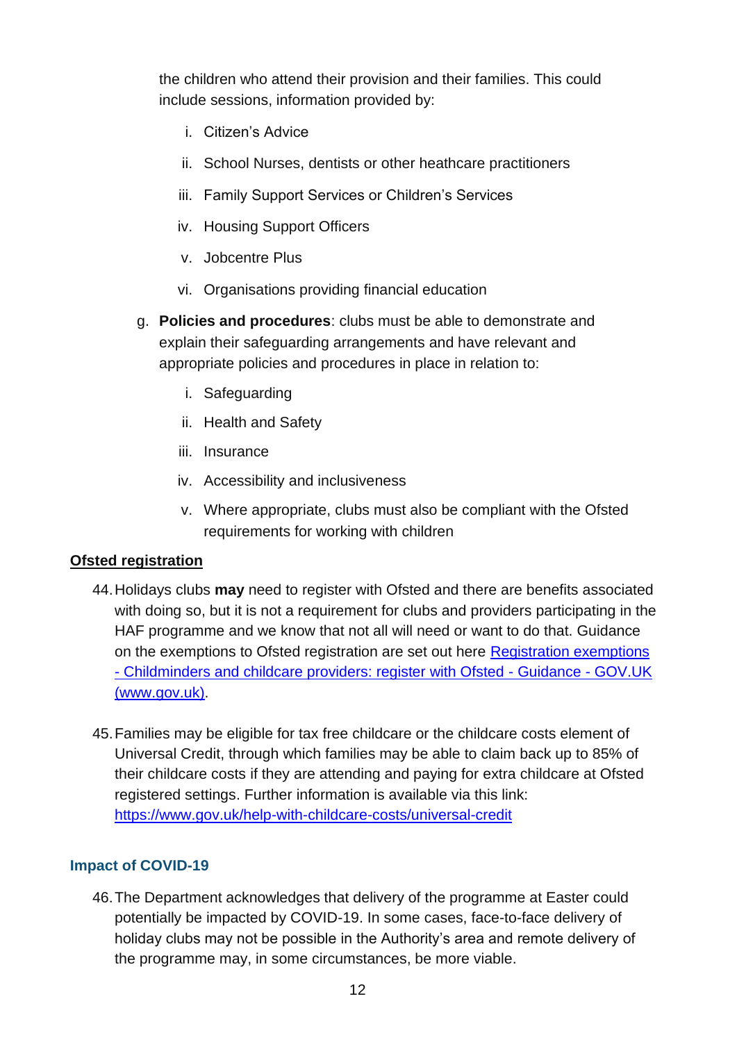the children who attend their provision and their families. This could include sessions, information provided by:

   i. Citizen's Advice
   ii. School Nurses, dentists or other heathcare practitioners
   iii. Family Support Services or Children's Services
   iv. Housing Support Officers
   v. Jobcentre Plus
   vi. Organisations providing financial education

g. **Policies and procedures**: clubs must be able to demonstrate and explain their safeguarding arrangements and have relevant and appropriate policies and procedures in place in relation to:

   i. Safeguarding
   ii. Health and Safety
   iii. Insurance
   iv. Accessibility and inclusiveness
   v. Where appropriate, clubs must also be compliant with the Ofsted requirements for working with children

**Ofsted registration**

44. Holidays clubs **may** need to register with Ofsted and there are benefits associated with doing so, but it is not a requirement for clubs and providers participating in the HAF programme and we know that not all will need or want to do that. Guidance on the exemptions to Ofsted registration are set out here [Registration exemptions - Childminders and childcare providers: register with Ofsted - Guidance - GOV.UK (www.gov.uk)](https://www.gov.uk).

45. Families may be eligible for tax free childcare or the childcare costs element of Universal Credit, through which families may be able to claim back up to 85% of their childcare costs if they are attending and paying for extra childcare at Ofsted registered settings. Further information is available via this link: https://www.gov.uk/help-with-childcare-costs/universal-credit

## Impact of COVID-19

46. The Department acknowledges that delivery of the programme at Easter could potentially be impacted by COVID-19. In some cases, face-to-face delivery of holiday clubs may not be possible in the Authority's area and remote delivery of the programme may, in some circumstances, be more viable.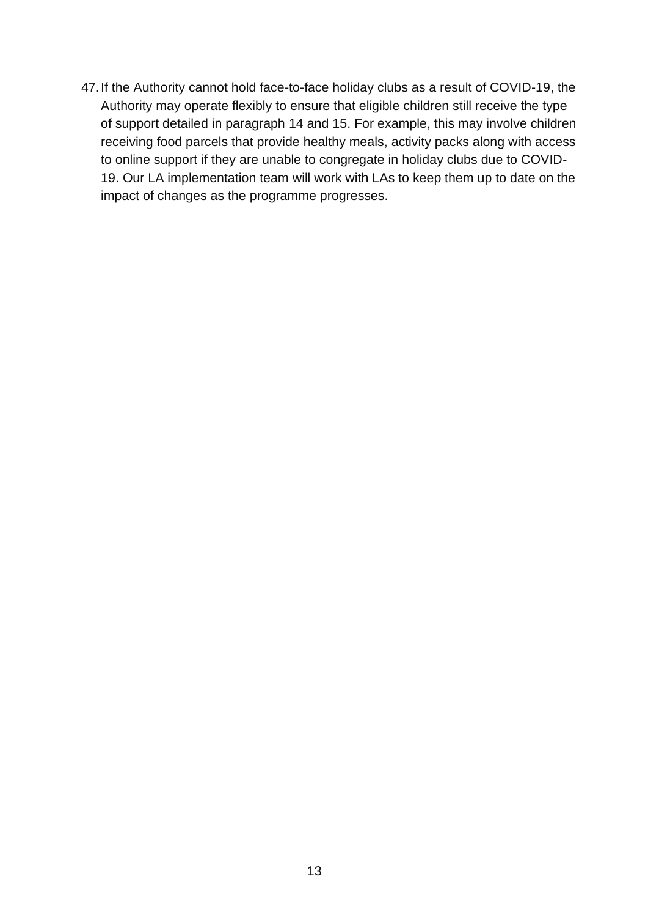47. If the Authority cannot hold face-to-face holiday clubs as a result of COVID-19, the Authority may operate flexibly to ensure that eligible children still receive the type of support detailed in paragraph 14 and 15. For example, this may involve children receiving food parcels that provide healthy meals, activity packs along with access to online support if they are unable to congregate in holiday clubs due to COVID-19. Our LA implementation team will work with LAs to keep them up to date on the impact of changes as the programme progresses.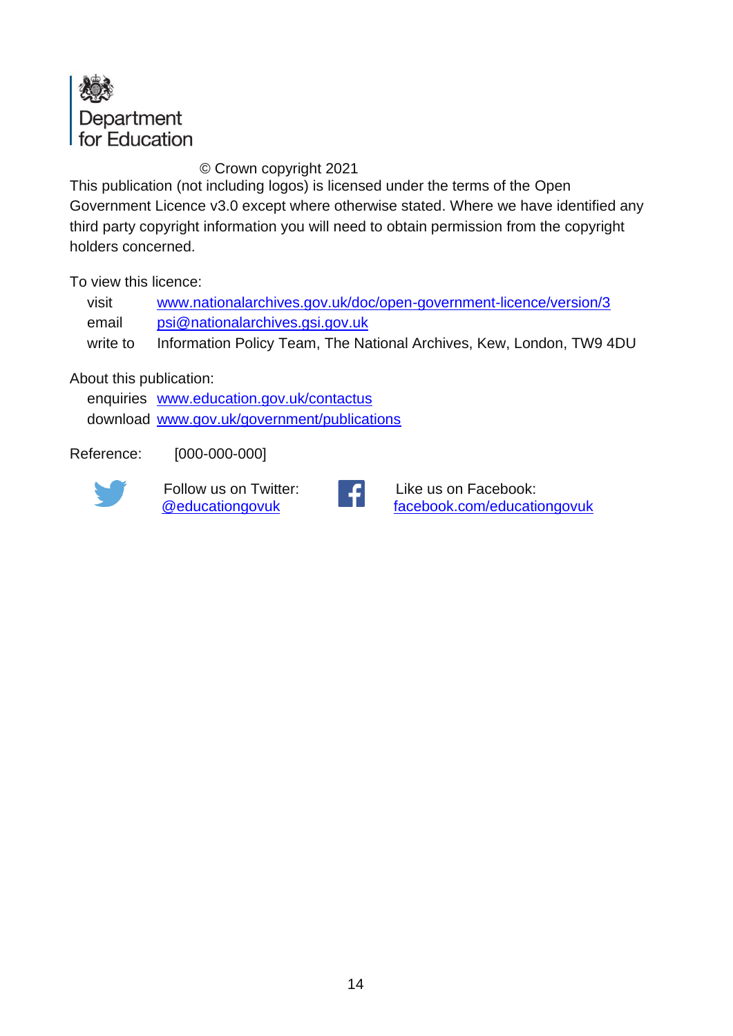Department for Education

© Crown copyright 2021

This publication (not including logos) is licensed under the terms of the Open Government Licence v3.0 except where otherwise stated. Where we have identified any third party copyright information you will need to obtain permission from the copyright holders concerned.

To view this licence:

visit [www.nationalarchives.gov.uk/doc/open-government-licence/version/3](http://www.nationalarchives.gov.uk/doc/open-government-licence/version/3)
email [psi@nationalarchives.gsi.gov.uk](mailto:psi@nationalarchives.gsi.gov.uk)
write to Information Policy Team, The National Archives, Kew, London, TW9 4DU

About this publication:

enquiries [www.education.gov.uk/contactus](http://www.education.gov.uk/contactus)
download [www.gov.uk/government/publications](http://www.gov.uk/government/publications)

Reference: [000-000-000]

Follow us on Twitter: [@educationgovuk](https://twitter.com/educationgovuk)

Like us on Facebook: [facebook.com/educationgovuk](https://facebook.com/educationgovuk)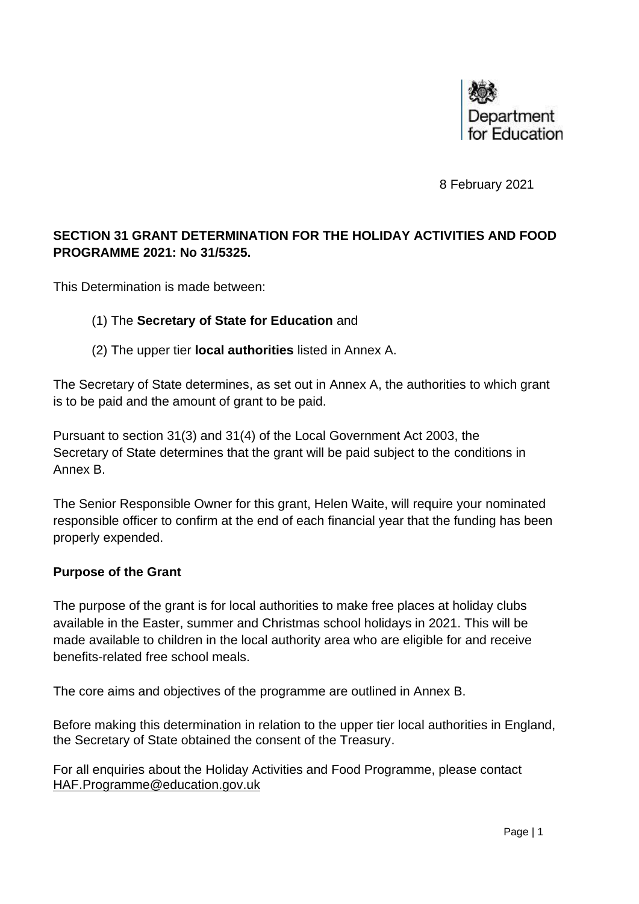Department for Education

8 February 2021

**SECTION 31 GRANT DETERMINATION FOR THE HOLIDAY ACTIVITIES AND FOOD PROGRAMME 2021: No 31/5325.**

This Determination is made between:

(1) The **Secretary of State for Education** and

(2) The upper tier **local authorities** listed in Annex A.

The Secretary of State determines, as set out in Annex A, the authorities to which grant is to be paid and the amount of grant to be paid.

Pursuant to section 31(3) and 31(4) of the Local Government Act 2003, the Secretary of State determines that the grant will be paid subject to the conditions in Annex B.

The Senior Responsible Owner for this grant, Helen Waite, will require your nominated responsible officer to confirm at the end of each financial year that the funding has been properly expended.

**Purpose of the Grant**

The purpose of the grant is for local authorities to make free places at holiday clubs available in the Easter, summer and Christmas school holidays in 2021. This will be made available to children in the local authority area who are eligible for and receive benefits-related free school meals.

The core aims and objectives of the programme are outlined in Annex B.

Before making this determination in relation to the upper tier local authorities in England, the Secretary of State obtained the consent of the Treasury.

For all enquiries about the Holiday Activities and Food Programme, please contact HAF.Programme@education.gov.uk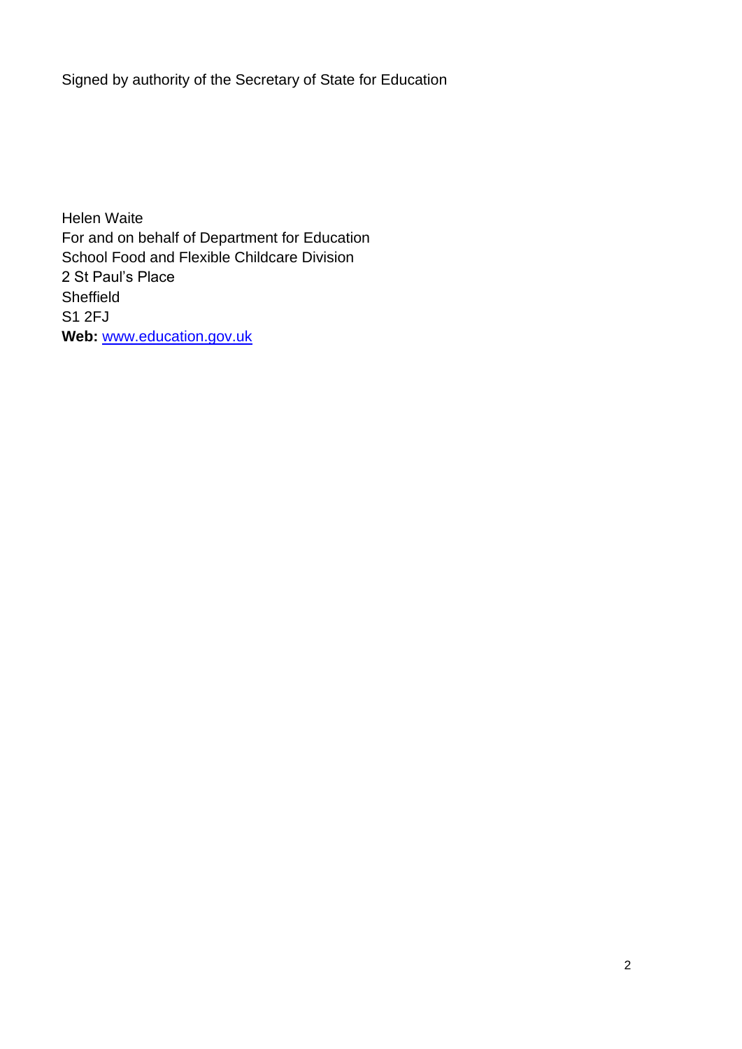Signed by authority of the Secretary of State for Education

Helen Waite
For and on behalf of Department for Education
School Food and Flexible Childcare Division
2 St Paul's Place
Sheffield
S1 2FJ
**Web:** [www.education.gov.uk](http://www.education.gov.uk)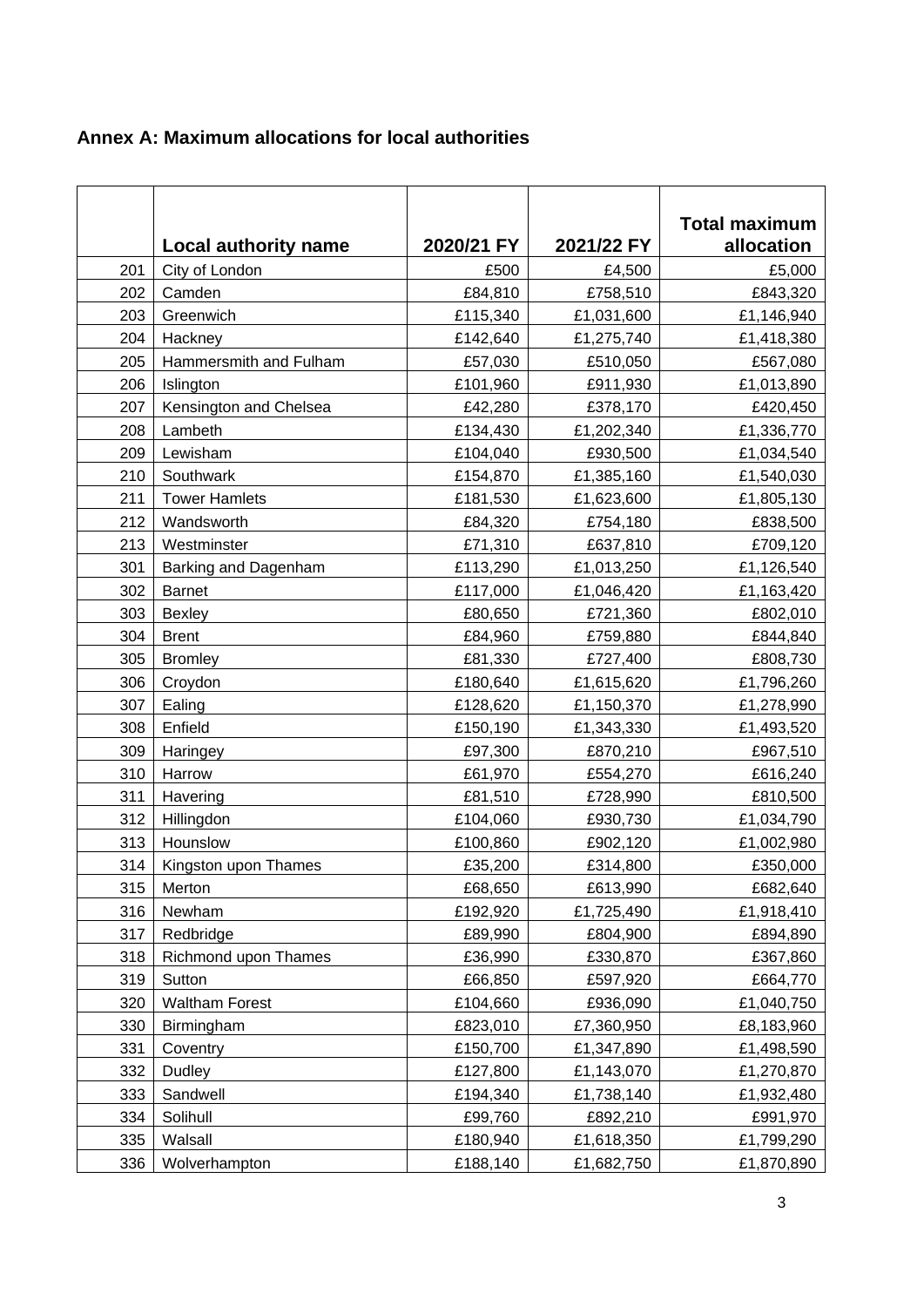## Annex A: Maximum allocations for local authorities

| | Local authority name | 2020/21 FY | 2021/22 FY | Total maximum allocation |
|---|---|---|---|---|
| 201 | City of London | £500 | £4,500 | £5,000 |
| 202 | Camden | £84,810 | £758,510 | £843,320 |
| 203 | Greenwich | £115,340 | £1,031,600 | £1,146,940 |
| 204 | Hackney | £142,640 | £1,275,740 | £1,418,380 |
| 205 | Hammersmith and Fulham | £57,030 | £510,050 | £567,080 |
| 206 | Islington | £101,960 | £911,930 | £1,013,890 |
| 207 | Kensington and Chelsea | £42,280 | £378,170 | £420,450 |
| 208 | Lambeth | £134,430 | £1,202,340 | £1,336,770 |
| 209 | Lewisham | £104,040 | £930,500 | £1,034,540 |
| 210 | Southwark | £154,870 | £1,385,160 | £1,540,030 |
| 211 | Tower Hamlets | £181,530 | £1,623,600 | £1,805,130 |
| 212 | Wandsworth | £84,320 | £754,180 | £838,500 |
| 213 | Westminster | £71,310 | £637,810 | £709,120 |
| 301 | Barking and Dagenham | £113,290 | £1,013,250 | £1,126,540 |
| 302 | Barnet | £117,000 | £1,046,420 | £1,163,420 |
| 303 | Bexley | £80,650 | £721,360 | £802,010 |
| 304 | Brent | £84,960 | £759,880 | £844,840 |
| 305 | Bromley | £81,330 | £727,400 | £808,730 |
| 306 | Croydon | £180,640 | £1,615,620 | £1,796,260 |
| 307 | Ealing | £128,620 | £1,150,370 | £1,278,990 |
| 308 | Enfield | £150,190 | £1,343,330 | £1,493,520 |
| 309 | Haringey | £97,300 | £870,210 | £967,510 |
| 310 | Harrow | £61,970 | £554,270 | £616,240 |
| 311 | Havering | £81,510 | £728,990 | £810,500 |
| 312 | Hillingdon | £104,060 | £930,730 | £1,034,790 |
| 313 | Hounslow | £100,860 | £902,120 | £1,002,980 |
| 314 | Kingston upon Thames | £35,200 | £314,800 | £350,000 |
| 315 | Merton | £68,650 | £613,990 | £682,640 |
| 316 | Newham | £192,920 | £1,725,490 | £1,918,410 |
| 317 | Redbridge | £89,990 | £804,900 | £894,890 |
| 318 | Richmond upon Thames | £36,990 | £330,870 | £367,860 |
| 319 | Sutton | £66,850 | £597,920 | £664,770 |
| 320 | Waltham Forest | £104,660 | £936,090 | £1,040,750 |
| 330 | Birmingham | £823,010 | £7,360,950 | £8,183,960 |
| 331 | Coventry | £150,700 | £1,347,890 | £1,498,590 |
| 332 | Dudley | £127,800 | £1,143,070 | £1,270,870 |
| 333 | Sandwell | £194,340 | £1,738,140 | £1,932,480 |
| 334 | Solihull | £99,760 | £892,210 | £991,970 |
| 335 | Walsall | £180,940 | £1,618,350 | £1,799,290 |
| 336 | Wolverhampton | £188,140 | £1,682,750 | £1,870,890 |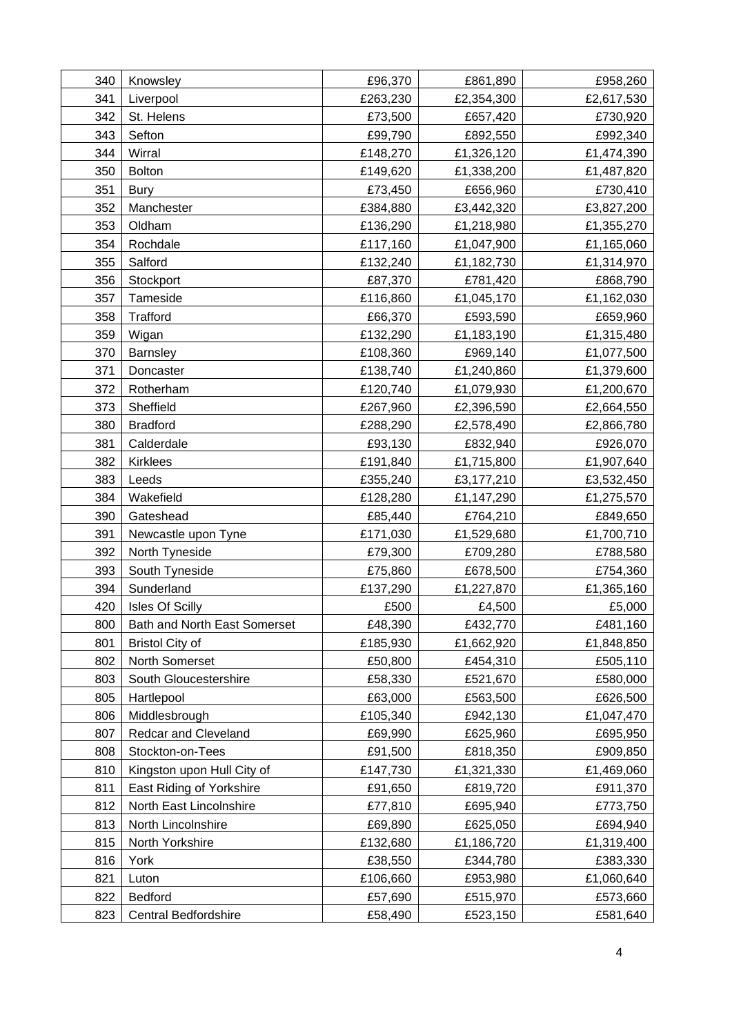| | | | | |
|---|---|---|---|---|
| 340 | Knowsley | £96,370 | £861,890 | £958,260 |
| 341 | Liverpool | £263,230 | £2,354,300 | £2,617,530 |
| 342 | St. Helens | £73,500 | £657,420 | £730,920 |
| 343 | Sefton | £99,790 | £892,550 | £992,340 |
| 344 | Wirral | £148,270 | £1,326,120 | £1,474,390 |
| 350 | Bolton | £149,620 | £1,338,200 | £1,487,820 |
| 351 | Bury | £73,450 | £656,960 | £730,410 |
| 352 | Manchester | £384,880 | £3,442,320 | £3,827,200 |
| 353 | Oldham | £136,290 | £1,218,980 | £1,355,270 |
| 354 | Rochdale | £117,160 | £1,047,900 | £1,165,060 |
| 355 | Salford | £132,240 | £1,182,730 | £1,314,970 |
| 356 | Stockport | £87,370 | £781,420 | £868,790 |
| 357 | Tameside | £116,860 | £1,045,170 | £1,162,030 |
| 358 | Trafford | £66,370 | £593,590 | £659,960 |
| 359 | Wigan | £132,290 | £1,183,190 | £1,315,480 |
| 370 | Barnsley | £108,360 | £969,140 | £1,077,500 |
| 371 | Doncaster | £138,740 | £1,240,860 | £1,379,600 |
| 372 | Rotherham | £120,740 | £1,079,930 | £1,200,670 |
| 373 | Sheffield | £267,960 | £2,396,590 | £2,664,550 |
| 380 | Bradford | £288,290 | £2,578,490 | £2,866,780 |
| 381 | Calderdale | £93,130 | £832,940 | £926,070 |
| 382 | Kirklees | £191,840 | £1,715,800 | £1,907,640 |
| 383 | Leeds | £355,240 | £3,177,210 | £3,532,450 |
| 384 | Wakefield | £128,280 | £1,147,290 | £1,275,570 |
| 390 | Gateshead | £85,440 | £764,210 | £849,650 |
| 391 | Newcastle upon Tyne | £171,030 | £1,529,680 | £1,700,710 |
| 392 | North Tyneside | £79,300 | £709,280 | £788,580 |
| 393 | South Tyneside | £75,860 | £678,500 | £754,360 |
| 394 | Sunderland | £137,290 | £1,227,870 | £1,365,160 |
| 420 | Isles Of Scilly | £500 | £4,500 | £5,000 |
| 800 | Bath and North East Somerset | £48,390 | £432,770 | £481,160 |
| 801 | Bristol City of | £185,930 | £1,662,920 | £1,848,850 |
| 802 | North Somerset | £50,800 | £454,310 | £505,110 |
| 803 | South Gloucestershire | £58,330 | £521,670 | £580,000 |
| 805 | Hartlepool | £63,000 | £563,500 | £626,500 |
| 806 | Middlesbrough | £105,340 | £942,130 | £1,047,470 |
| 807 | Redcar and Cleveland | £69,990 | £625,960 | £695,950 |
| 808 | Stockton-on-Tees | £91,500 | £818,350 | £909,850 |
| 810 | Kingston upon Hull City of | £147,730 | £1,321,330 | £1,469,060 |
| 811 | East Riding of Yorkshire | £91,650 | £819,720 | £911,370 |
| 812 | North East Lincolnshire | £77,810 | £695,940 | £773,750 |
| 813 | North Lincolnshire | £69,890 | £625,050 | £694,940 |
| 815 | North Yorkshire | £132,680 | £1,186,720 | £1,319,400 |
| 816 | York | £38,550 | £344,780 | £383,330 |
| 821 | Luton | £106,660 | £953,980 | £1,060,640 |
| 822 | Bedford | £57,690 | £515,970 | £573,660 |
| 823 | Central Bedfordshire | £58,490 | £523,150 | £581,640 |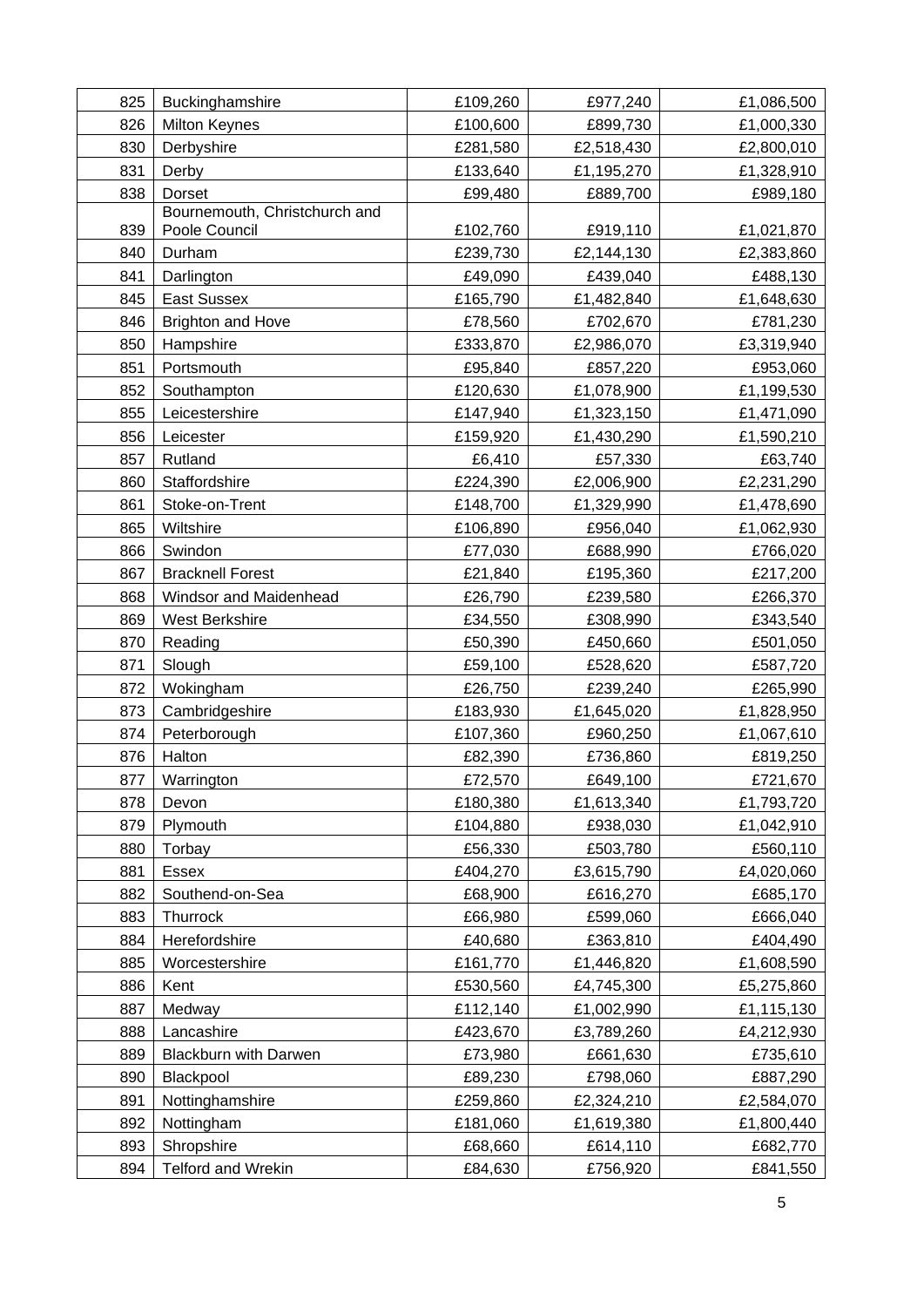| 825 | Buckinghamshire | £109,260 | £977,240 | £1,086,500 |
|---|---|---|---|---|
| 826 | Milton Keynes | £100,600 | £899,730 | £1,000,330 |
| 830 | Derbyshire | £281,580 | £2,518,430 | £2,800,010 |
| 831 | Derby | £133,640 | £1,195,270 | £1,328,910 |
| 838 | Dorset | £99,480 | £889,700 | £989,180 |
| 839 | Bournemouth, Christchurch and Poole Council | £102,760 | £919,110 | £1,021,870 |
| 840 | Durham | £239,730 | £2,144,130 | £2,383,860 |
| 841 | Darlington | £49,090 | £439,040 | £488,130 |
| 845 | East Sussex | £165,790 | £1,482,840 | £1,648,630 |
| 846 | Brighton and Hove | £78,560 | £702,670 | £781,230 |
| 850 | Hampshire | £333,870 | £2,986,070 | £3,319,940 |
| 851 | Portsmouth | £95,840 | £857,220 | £953,060 |
| 852 | Southampton | £120,630 | £1,078,900 | £1,199,530 |
| 855 | Leicestershire | £147,940 | £1,323,150 | £1,471,090 |
| 856 | Leicester | £159,920 | £1,430,290 | £1,590,210 |
| 857 | Rutland | £6,410 | £57,330 | £63,740 |
| 860 | Staffordshire | £224,390 | £2,006,900 | £2,231,290 |
| 861 | Stoke-on-Trent | £148,700 | £1,329,990 | £1,478,690 |
| 865 | Wiltshire | £106,890 | £956,040 | £1,062,930 |
| 866 | Swindon | £77,030 | £688,990 | £766,020 |
| 867 | Bracknell Forest | £21,840 | £195,360 | £217,200 |
| 868 | Windsor and Maidenhead | £26,790 | £239,580 | £266,370 |
| 869 | West Berkshire | £34,550 | £308,990 | £343,540 |
| 870 | Reading | £50,390 | £450,660 | £501,050 |
| 871 | Slough | £59,100 | £528,620 | £587,720 |
| 872 | Wokingham | £26,750 | £239,240 | £265,990 |
| 873 | Cambridgeshire | £183,930 | £1,645,020 | £1,828,950 |
| 874 | Peterborough | £107,360 | £960,250 | £1,067,610 |
| 876 | Halton | £82,390 | £736,860 | £819,250 |
| 877 | Warrington | £72,570 | £649,100 | £721,670 |
| 878 | Devon | £180,380 | £1,613,340 | £1,793,720 |
| 879 | Plymouth | £104,880 | £938,030 | £1,042,910 |
| 880 | Torbay | £56,330 | £503,780 | £560,110 |
| 881 | Essex | £404,270 | £3,615,790 | £4,020,060 |
| 882 | Southend-on-Sea | £68,900 | £616,270 | £685,170 |
| 883 | Thurrock | £66,980 | £599,060 | £666,040 |
| 884 | Herefordshire | £40,680 | £363,810 | £404,490 |
| 885 | Worcestershire | £161,770 | £1,446,820 | £1,608,590 |
| 886 | Kent | £530,560 | £4,745,300 | £5,275,860 |
| 887 | Medway | £112,140 | £1,002,990 | £1,115,130 |
| 888 | Lancashire | £423,670 | £3,789,260 | £4,212,930 |
| 889 | Blackburn with Darwen | £73,980 | £661,630 | £735,610 |
| 890 | Blackpool | £89,230 | £798,060 | £887,290 |
| 891 | Nottinghamshire | £259,860 | £2,324,210 | £2,584,070 |
| 892 | Nottingham | £181,060 | £1,619,380 | £1,800,440 |
| 893 | Shropshire | £68,660 | £614,110 | £682,770 |
| 894 | Telford and Wrekin | £84,630 | £756,920 | £841,550 |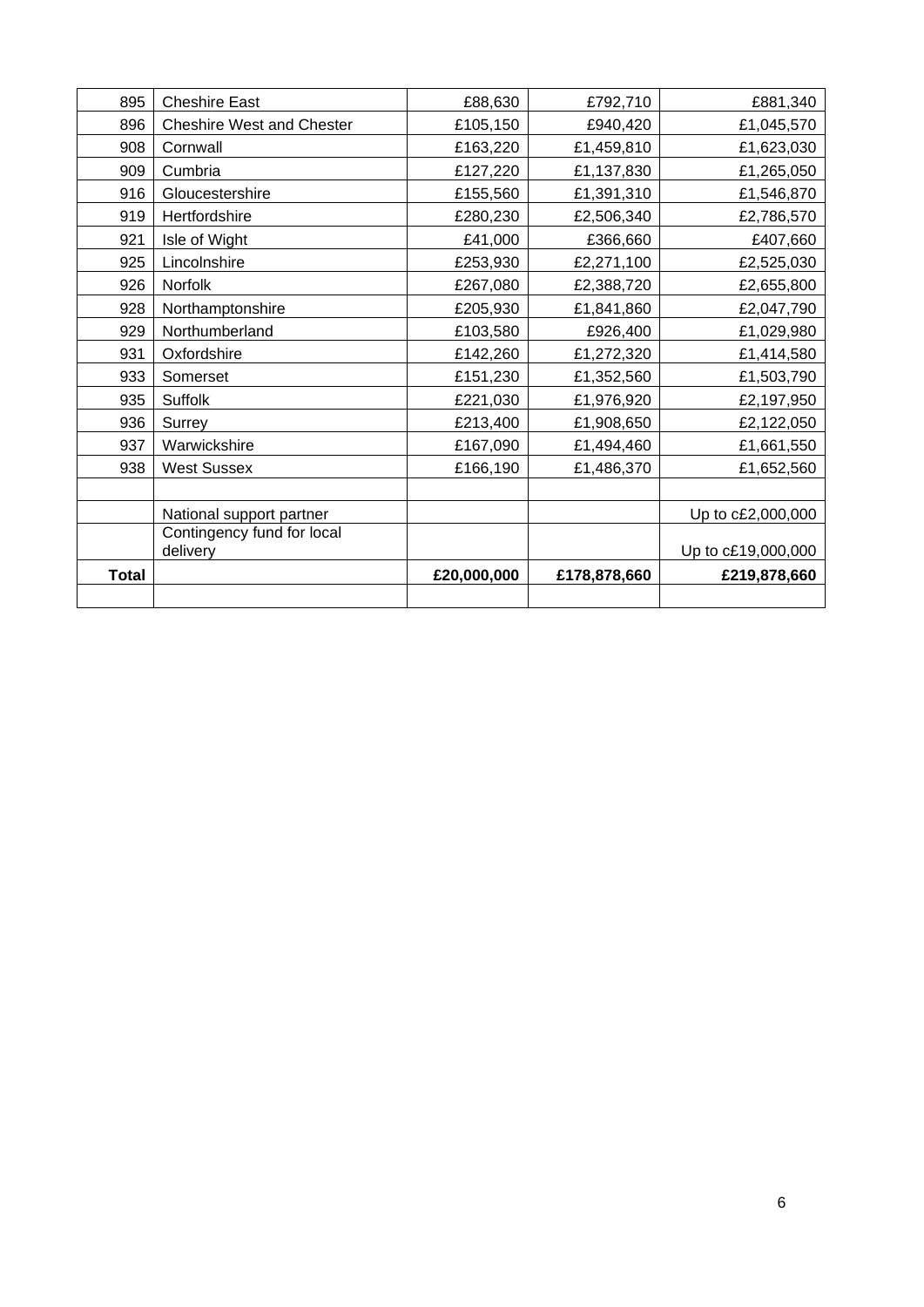| | | | | |
|---|---|---|---|---|
| 895 | Cheshire East | £88,630 | £792,710 | £881,340 |
| 896 | Cheshire West and Chester | £105,150 | £940,420 | £1,045,570 |
| 908 | Cornwall | £163,220 | £1,459,810 | £1,623,030 |
| 909 | Cumbria | £127,220 | £1,137,830 | £1,265,050 |
| 916 | Gloucestershire | £155,560 | £1,391,310 | £1,546,870 |
| 919 | Hertfordshire | £280,230 | £2,506,340 | £2,786,570 |
| 921 | Isle of Wight | £41,000 | £366,660 | £407,660 |
| 925 | Lincolnshire | £253,930 | £2,271,100 | £2,525,030 |
| 926 | Norfolk | £267,080 | £2,388,720 | £2,655,800 |
| 928 | Northamptonshire | £205,930 | £1,841,860 | £2,047,790 |
| 929 | Northumberland | £103,580 | £926,400 | £1,029,980 |
| 931 | Oxfordshire | £142,260 | £1,272,320 | £1,414,580 |
| 933 | Somerset | £151,230 | £1,352,560 | £1,503,790 |
| 935 | Suffolk | £221,030 | £1,976,920 | £2,197,950 |
| 936 | Surrey | £213,400 | £1,908,650 | £2,122,050 |
| 937 | Warwickshire | £167,090 | £1,494,460 | £1,661,550 |
| 938 | West Sussex | £166,190 | £1,486,370 | £1,652,560 |
| | | | | |
| | National support partner | | | Up to c£2,000,000 |
| | Contingency fund for local delivery | | | Up to c£19,000,000 |
| **Total** | | **£20,000,000** | **£178,878,660** | **£219,878,660** |
| | | | | |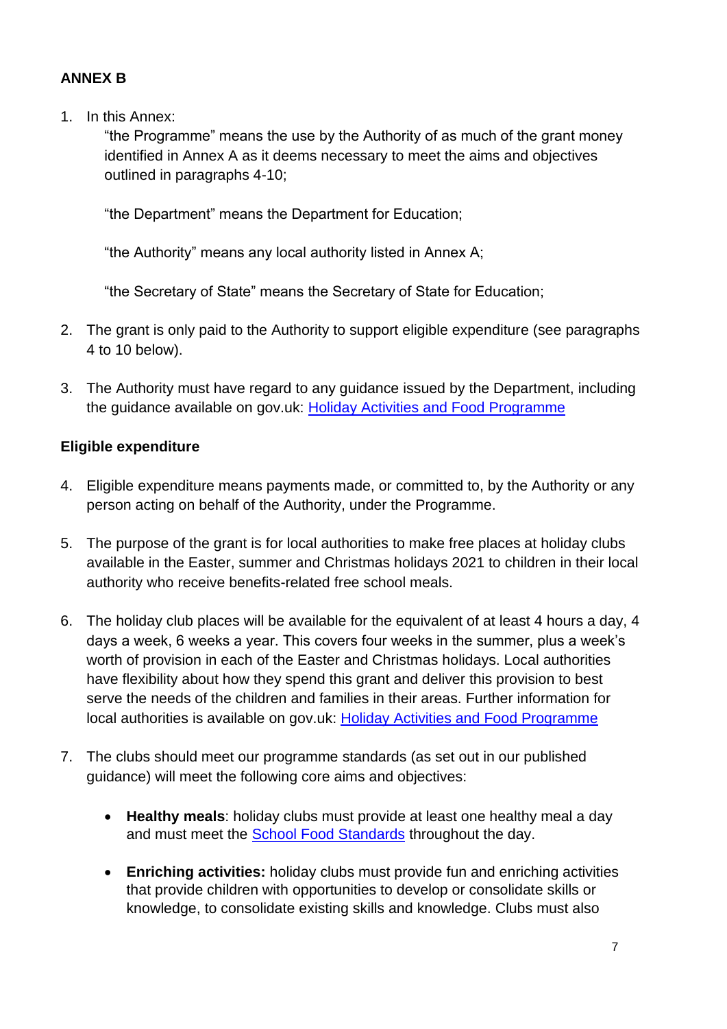## ANNEX B

1. In this Annex:

   "the Programme" means the use by the Authority of as much of the grant money identified in Annex A as it deems necessary to meet the aims and objectives outlined in paragraphs 4-10;

   "the Department" means the Department for Education;

   "the Authority" means any local authority listed in Annex A;

   "the Secretary of State" means the Secretary of State for Education;

2. The grant is only paid to the Authority to support eligible expenditure (see paragraphs 4 to 10 below).

3. The Authority must have regard to any guidance issued by the Department, including the guidance available on gov.uk: [Holiday Activities and Food Programme]

### Eligible expenditure

4. Eligible expenditure means payments made, or committed to, by the Authority or any person acting on behalf of the Authority, under the Programme.

5. The purpose of the grant is for local authorities to make free places at holiday clubs available in the Easter, summer and Christmas holidays 2021 to children in their local authority who receive benefits-related free school meals.

6. The holiday club places will be available for the equivalent of at least 4 hours a day, 4 days a week, 6 weeks a year. This covers four weeks in the summer, plus a week's worth of provision in each of the Easter and Christmas holidays. Local authorities have flexibility about how they spend this grant and deliver this provision to best serve the needs of the children and families in their areas. Further information for local authorities is available on gov.uk: [Holiday Activities and Food Programme]

7. The clubs should meet our programme standards (as set out in our published guidance) will meet the following core aims and objectives:

   - **Healthy meals**: holiday clubs must provide at least one healthy meal a day and must meet the [School Food Standards] throughout the day.
   - **Enriching activities:** holiday clubs must provide fun and enriching activities that provide children with opportunities to develop or consolidate skills or knowledge, to consolidate existing skills and knowledge. Clubs must also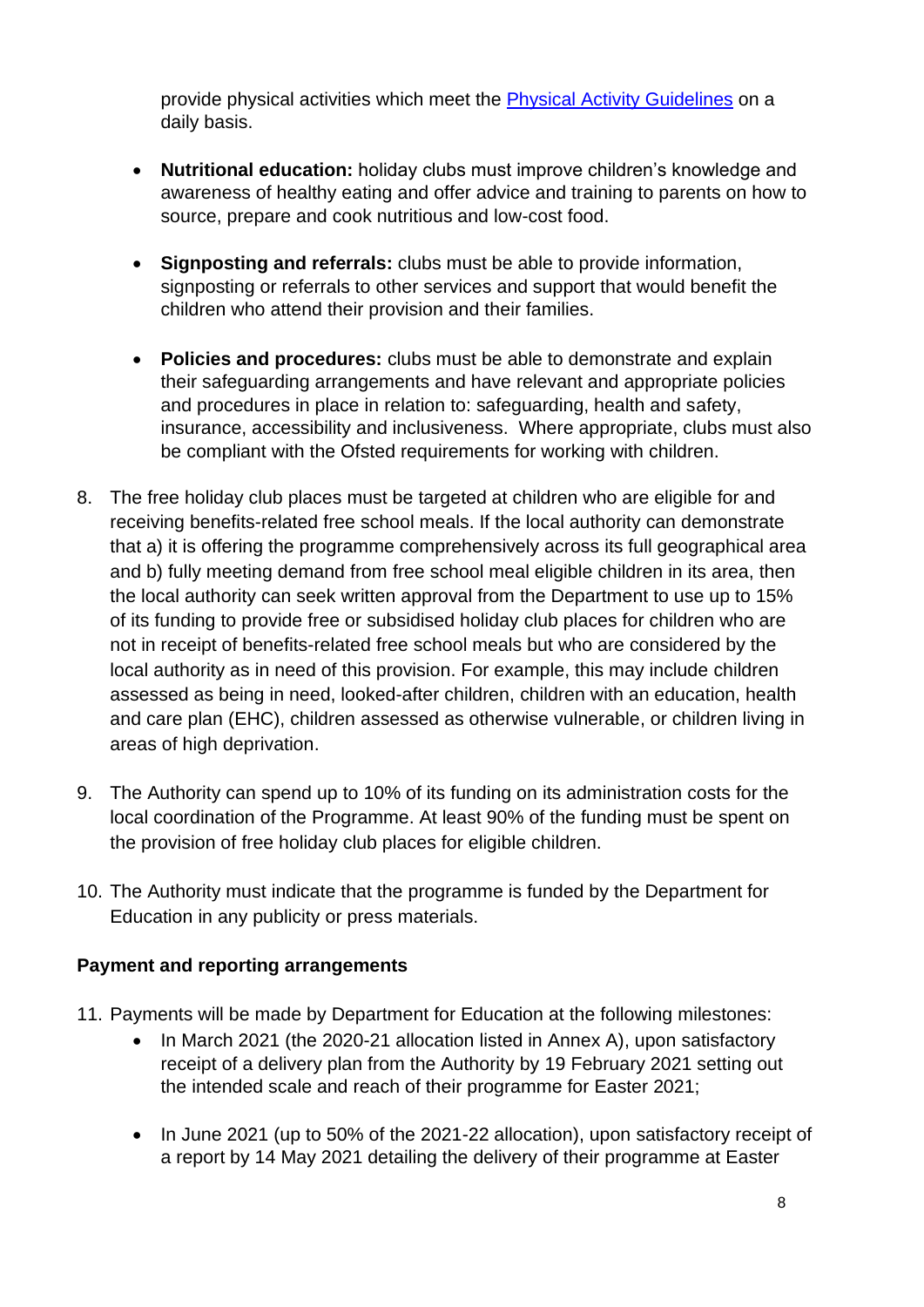provide physical activities which meet the [Physical Activity Guidelines] on a daily basis.

- **Nutritional education:** holiday clubs must improve children's knowledge and awareness of healthy eating and offer advice and training to parents on how to source, prepare and cook nutritious and low-cost food.

- **Signposting and referrals:** clubs must be able to provide information, signposting or referrals to other services and support that would benefit the children who attend their provision and their families.

- **Policies and procedures:** clubs must be able to demonstrate and explain their safeguarding arrangements and have relevant and appropriate policies and procedures in place in relation to: safeguarding, health and safety, insurance, accessibility and inclusiveness. Where appropriate, clubs must also be compliant with the Ofsted requirements for working with children.

8. The free holiday club places must be targeted at children who are eligible for and receiving benefits-related free school meals. If the local authority can demonstrate that a) it is offering the programme comprehensively across its full geographical area and b) fully meeting demand from free school meal eligible children in its area, then the local authority can seek written approval from the Department to use up to 15% of its funding to provide free or subsidised holiday club places for children who are not in receipt of benefits-related free school meals but who are considered by the local authority as in need of this provision. For example, this may include children assessed as being in need, looked-after children, children with an education, health and care plan (EHC), children assessed as otherwise vulnerable, or children living in areas of high deprivation.

9. The Authority can spend up to 10% of its funding on its administration costs for the local coordination of the Programme. At least 90% of the funding must be spent on the provision of free holiday club places for eligible children.

10. The Authority must indicate that the programme is funded by the Department for Education in any publicity or press materials.

**Payment and reporting arrangements**

11. Payments will be made by Department for Education at the following milestones:
    - In March 2021 (the 2020-21 allocation listed in Annex A), upon satisfactory receipt of a delivery plan from the Authority by 19 February 2021 setting out the intended scale and reach of their programme for Easter 2021;

    - In June 2021 (up to 50% of the 2021-22 allocation), upon satisfactory receipt of a report by 14 May 2021 detailing the delivery of their programme at Easter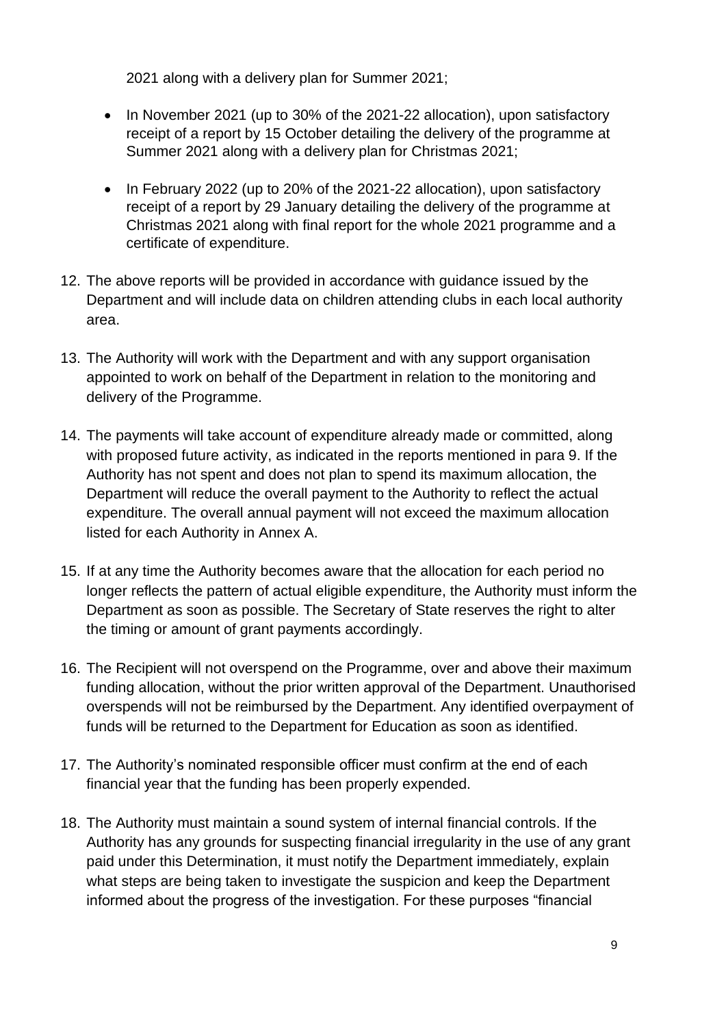2021 along with a delivery plan for Summer 2021;

- In November 2021 (up to 30% of the 2021-22 allocation), upon satisfactory receipt of a report by 15 October detailing the delivery of the programme at Summer 2021 along with a delivery plan for Christmas 2021;
- In February 2022 (up to 20% of the 2021-22 allocation), upon satisfactory receipt of a report by 29 January detailing the delivery of the programme at Christmas 2021 along with final report for the whole 2021 programme and a certificate of expenditure.

12. The above reports will be provided in accordance with guidance issued by the Department and will include data on children attending clubs in each local authority area.

13. The Authority will work with the Department and with any support organisation appointed to work on behalf of the Department in relation to the monitoring and delivery of the Programme.

14. The payments will take account of expenditure already made or committed, along with proposed future activity, as indicated in the reports mentioned in para 9. If the Authority has not spent and does not plan to spend its maximum allocation, the Department will reduce the overall payment to the Authority to reflect the actual expenditure. The overall annual payment will not exceed the maximum allocation listed for each Authority in Annex A.

15. If at any time the Authority becomes aware that the allocation for each period no longer reflects the pattern of actual eligible expenditure, the Authority must inform the Department as soon as possible. The Secretary of State reserves the right to alter the timing or amount of grant payments accordingly.

16. The Recipient will not overspend on the Programme, over and above their maximum funding allocation, without the prior written approval of the Department. Unauthorised overspends will not be reimbursed by the Department. Any identified overpayment of funds will be returned to the Department for Education as soon as identified.

17. The Authority's nominated responsible officer must confirm at the end of each financial year that the funding has been properly expended.

18. The Authority must maintain a sound system of internal financial controls. If the Authority has any grounds for suspecting financial irregularity in the use of any grant paid under this Determination, it must notify the Department immediately, explain what steps are being taken to investigate the suspicion and keep the Department informed about the progress of the investigation. For these purposes "financial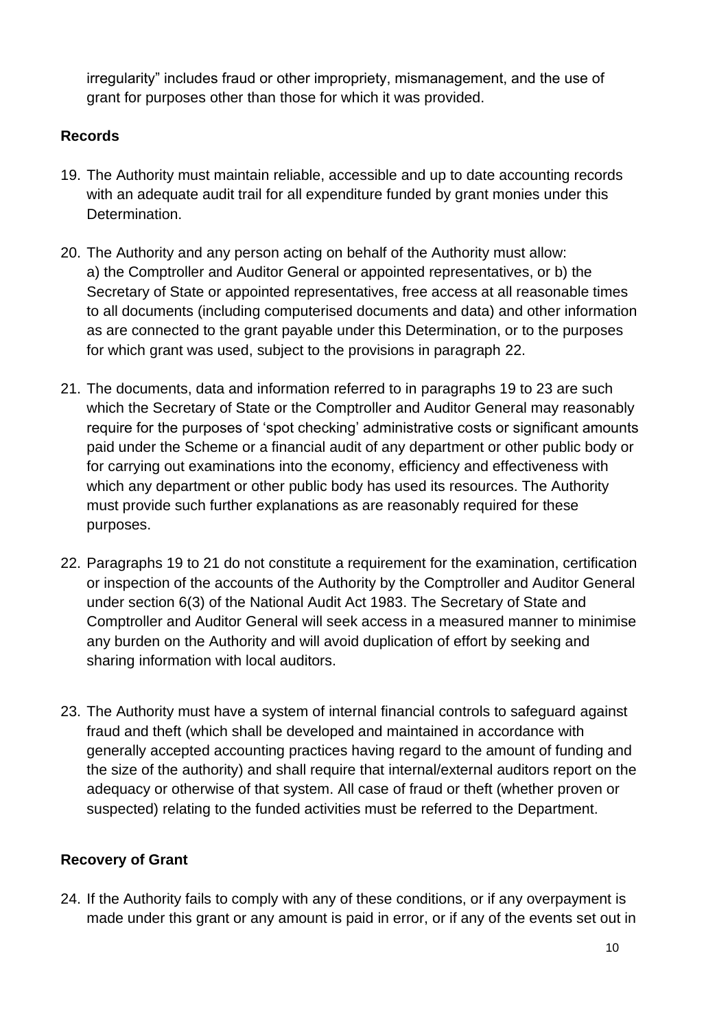irregularity" includes fraud or other impropriety, mismanagement, and the use of grant for purposes other than those for which it was provided.

**Records**

19. The Authority must maintain reliable, accessible and up to date accounting records with an adequate audit trail for all expenditure funded by grant monies under this Determination.

20. The Authority and any person acting on behalf of the Authority must allow: a) the Comptroller and Auditor General or appointed representatives, or b) the Secretary of State or appointed representatives, free access at all reasonable times to all documents (including computerised documents and data) and other information as are connected to the grant payable under this Determination, or to the purposes for which grant was used, subject to the provisions in paragraph 22.

21. The documents, data and information referred to in paragraphs 19 to 23 are such which the Secretary of State or the Comptroller and Auditor General may reasonably require for the purposes of 'spot checking' administrative costs or significant amounts paid under the Scheme or a financial audit of any department or other public body or for carrying out examinations into the economy, efficiency and effectiveness with which any department or other public body has used its resources. The Authority must provide such further explanations as are reasonably required for these purposes.

22. Paragraphs 19 to 21 do not constitute a requirement for the examination, certification or inspection of the accounts of the Authority by the Comptroller and Auditor General under section 6(3) of the National Audit Act 1983. The Secretary of State and Comptroller and Auditor General will seek access in a measured manner to minimise any burden on the Authority and will avoid duplication of effort by seeking and sharing information with local auditors.

23. The Authority must have a system of internal financial controls to safeguard against fraud and theft (which shall be developed and maintained in accordance with generally accepted accounting practices having regard to the amount of funding and the size of the authority) and shall require that internal/external auditors report on the adequacy or otherwise of that system. All case of fraud or theft (whether proven or suspected) relating to the funded activities must be referred to the Department.

**Recovery of Grant**

24. If the Authority fails to comply with any of these conditions, or if any overpayment is made under this grant or any amount is paid in error, or if any of the events set out in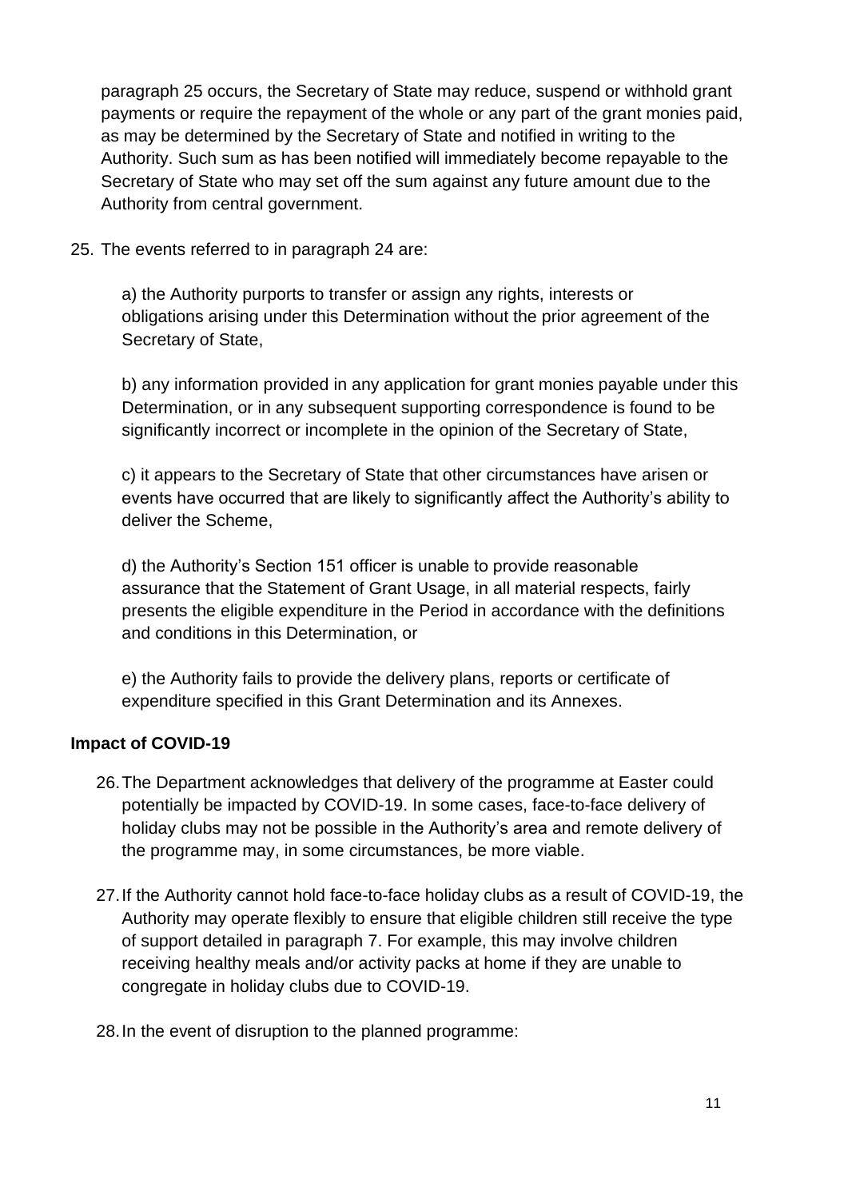paragraph 25 occurs, the Secretary of State may reduce, suspend or withhold grant payments or require the repayment of the whole or any part of the grant monies paid, as may be determined by the Secretary of State and notified in writing to the Authority. Such sum as has been notified will immediately become repayable to the Secretary of State who may set off the sum against any future amount due to the Authority from central government.

25. The events referred to in paragraph 24 are:

    a) the Authority purports to transfer or assign any rights, interests or obligations arising under this Determination without the prior agreement of the Secretary of State,

    b) any information provided in any application for grant monies payable under this Determination, or in any subsequent supporting correspondence is found to be significantly incorrect or incomplete in the opinion of the Secretary of State,

    c) it appears to the Secretary of State that other circumstances have arisen or events have occurred that are likely to significantly affect the Authority's ability to deliver the Scheme,

    d) the Authority's Section 151 officer is unable to provide reasonable assurance that the Statement of Grant Usage, in all material respects, fairly presents the eligible expenditure in the Period in accordance with the definitions and conditions in this Determination, or

    e) the Authority fails to provide the delivery plans, reports or certificate of expenditure specified in this Grant Determination and its Annexes.

**Impact of COVID-19**

26. The Department acknowledges that delivery of the programme at Easter could potentially be impacted by COVID-19. In some cases, face-to-face delivery of holiday clubs may not be possible in the Authority's area and remote delivery of the programme may, in some circumstances, be more viable.

27. If the Authority cannot hold face-to-face holiday clubs as a result of COVID-19, the Authority may operate flexibly to ensure that eligible children still receive the type of support detailed in paragraph 7. For example, this may involve children receiving healthy meals and/or activity packs at home if they are unable to congregate in holiday clubs due to COVID-19.

28. In the event of disruption to the planned programme: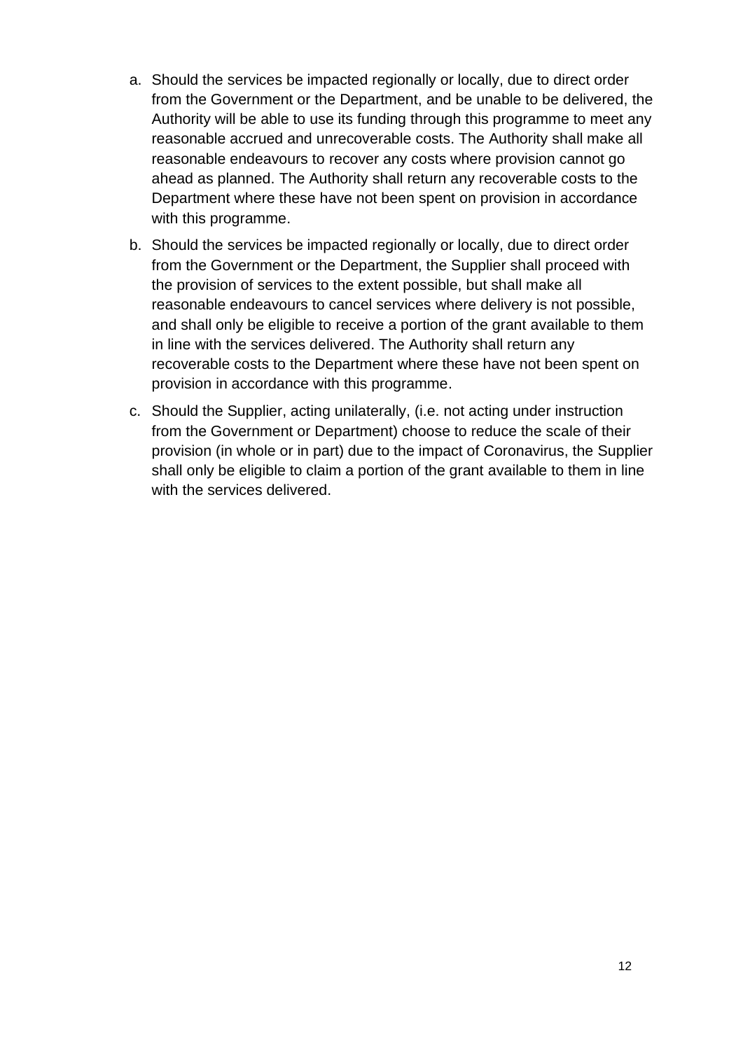a. Should the services be impacted regionally or locally, due to direct order from the Government or the Department, and be unable to be delivered, the Authority will be able to use its funding through this programme to meet any reasonable accrued and unrecoverable costs. The Authority shall make all reasonable endeavours to recover any costs where provision cannot go ahead as planned. The Authority shall return any recoverable costs to the Department where these have not been spent on provision in accordance with this programme.

b. Should the services be impacted regionally or locally, due to direct order from the Government or the Department, the Supplier shall proceed with the provision of services to the extent possible, but shall make all reasonable endeavours to cancel services where delivery is not possible, and shall only be eligible to receive a portion of the grant available to them in line with the services delivered. The Authority shall return any recoverable costs to the Department where these have not been spent on provision in accordance with this programme.

c. Should the Supplier, acting unilaterally, (i.e. not acting under instruction from the Government or Department) choose to reduce the scale of their provision (in whole or in part) due to the impact of Coronavirus, the Supplier shall only be eligible to claim a portion of the grant available to them in line with the services delivered.